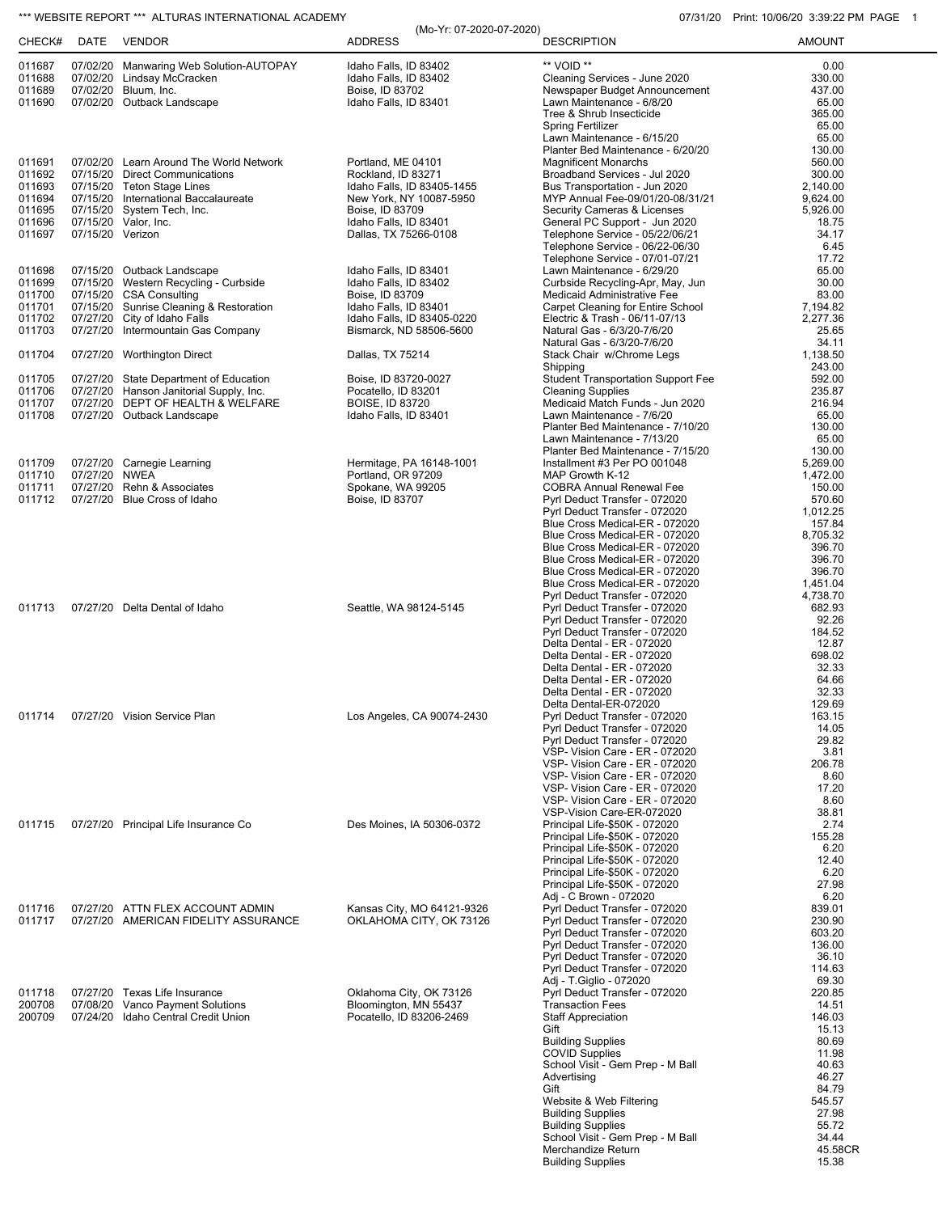*** WEBSITE REPORT *** ALTURAS INTERNATIONAL ACADEMY

(Mo-Yr: 07-2020-07-2020)

07/31/20 Print: 10/06/20 3:39:22 PM

| CHECK# | DATE | VENDOR | ADDRESS | DESCRIPTION | AMOUNT |
|---|---|---|---|---|---|
| 011687 | 07/02/20 | Manwaring Web Solution-AUTOPAY | Idaho Falls, ID 83402 | ** VOID ** | 0.00 |
| 011688 | 07/02/20 | Lindsay McCracken | Idaho Falls, ID 83402 | Cleaning Services - June 2020 | 330.00 |
| 011689 | 07/02/20 | Bluum, Inc. | Boise, ID 83702 | Newspaper Budget Announcement | 437.00 |
| 011690 | 07/02/20 | Outback Landscape | Idaho Falls, ID 83401 | Lawn Maintenance - 6/8/20 | 65.00 |
| | | | | Tree & Shrub Insecticide | 365.00 |
| | | | | Spring Fertilizer | 65.00 |
| | | | | Lawn Maintenance - 6/15/20 | 65.00 |
| | | | | Planter Bed Maintenance - 6/20/20 | 130.00 |
| 011691 | 07/02/20 | Learn Around The World Network | Portland, ME 04101 | Magnificent Monarchs | 560.00 |
| 011692 | 07/15/20 | Direct Communications | Rockland, ID 83271 | Broadband Services - Jul 2020 | 300.00 |
| 011693 | 07/15/20 | Teton Stage Lines | Idaho Falls, ID 83405-1455 | Bus Transportation - Jun 2020 | 2,140.00 |
| 011694 | 07/15/20 | International Baccalaureate | New York, NY 10087-5950 | MYP Annual Fee-09/01/20-08/31/21 | 9,624.00 |
| 011695 | 07/15/20 | System Tech, Inc. | Boise, ID 83709 | Security Cameras & Licenses | 5,926.00 |
| 011696 | 07/15/20 | Valor, Inc. | Idaho Falls, ID 83401 | General PC Support - Jun 2020 | 18.75 |
| 011697 | 07/15/20 | Verizon | Dallas, TX 75266-0108 | Telephone Service - 05/22/06/21 | 34.17 |
| | | | | Telephone Service - 06/22-06/30 | 6.45 |
| | | | | Telephone Service - 07/01-07/21 | 17.72 |
| 011698 | 07/15/20 | Outback Landscape | Idaho Falls, ID 83401 | Lawn Maintenance - 6/29/20 | 65.00 |
| 011699 | 07/15/20 | Western Recycling - Curbside | Idaho Falls, ID 83402 | Curbside Recycling-Apr, May, Jun | 30.00 |
| 011700 | 07/15/20 | CSA Consulting | Boise, ID 83709 | Medicaid Administrative Fee | 83.00 |
| 011701 | 07/15/20 | Sunrise Cleaning & Restoration | Idaho Falls, ID 83401 | Carpet Cleaning for Entire School | 7,194.82 |
| 011702 | 07/27/20 | City of Idaho Falls | Idaho Falls, ID 83405-0220 | Electric & Trash - 06/11-07/13 | 2,277.36 |
| 011703 | 07/27/20 | Intermountain Gas Company | Bismarck, ND 58506-5600 | Natural Gas - 6/3/20-7/6/20 | 25.65 |
| | | | | Natural Gas - 6/3/20-7/6/20 | 34.11 |
| 011704 | 07/27/20 | Worthington Direct | Dallas, TX 75214 | Stack Chair w/Chrome Legs | 1,138.50 |
| | | | | Shipping | 243.00 |
| 011705 | 07/27/20 | State Department of Education | Boise, ID 83720-0027 | Student Transportation Support Fee | 592.00 |
| 011706 | 07/27/20 | Hanson Janitorial Supply, Inc. | Pocatello, ID 83201 | Cleaning Supplies | 235.87 |
| 011707 | 07/27/20 | DEPT OF HEALTH & WELFARE | BOISE, ID 83720 | Medicaid Match Funds - Jun 2020 | 216.94 |
| 011708 | 07/27/20 | Outback Landscape | Idaho Falls, ID 83401 | Lawn Maintenance - 7/6/20 | 65.00 |
| | | | | Planter Bed Maintenance - 7/10/20 | 130.00 |
| | | | | Lawn Maintenance - 7/13/20 | 65.00 |
| | | | | Planter Bed Maintenance - 7/15/20 | 130.00 |
| 011709 | 07/27/20 | Carnegie Learning | Hermitage, PA 16148-1001 | Installment #3 Per PO 001048 | 5,269.00 |
| 011710 | 07/27/20 | NWEA | Portland, OR 97209 | MAP Growth K-12 | 1,472.00 |
| 011711 | 07/27/20 | Rehn & Associates | Spokane, WA 99205 | COBRA Annual Renewal Fee | 150.00 |
| 011712 | 07/27/20 | Blue Cross of Idaho | Boise, ID 83707 | Pyrl Deduct Transfer - 072020 | 570.60 |
| | | | | Pyrl Deduct Transfer - 072020 | 1,012.25 |
| | | | | Blue Cross Medical-ER - 072020 | 157.84 |
| | | | | Blue Cross Medical-ER - 072020 | 8,705.32 |
| | | | | Blue Cross Medical-ER - 072020 | 396.70 |
| | | | | Blue Cross Medical-ER - 072020 | 396.70 |
| | | | | Blue Cross Medical-ER - 072020 | 396.70 |
| | | | | Blue Cross Medical-ER - 072020 | 1,451.04 |
| | | | | Pyrl Deduct Transfer - 072020 | 4,738.70 |
| 011713 | 07/27/20 | Delta Dental of Idaho | Seattle, WA 98124-5145 | Pyrl Deduct Transfer - 072020 | 682.93 |
| | | | | Pyrl Deduct Transfer - 072020 | 92.26 |
| | | | | Pyrl Deduct Transfer - 072020 | 184.52 |
| | | | | Delta Dental - ER - 072020 | 12.87 |
| | | | | Delta Dental - ER - 072020 | 698.02 |
| | | | | Delta Dental - ER - 072020 | 32.33 |
| | | | | Delta Dental - ER - 072020 | 64.66 |
| | | | | Delta Dental - ER - 072020 | 32.33 |
| | | | | Delta Dental-ER-072020 | 129.69 |
| 011714 | 07/27/20 | Vision Service Plan | Los Angeles, CA 90074-2430 | Pyrl Deduct Transfer - 072020 | 163.15 |
| | | | | Pyrl Deduct Transfer - 072020 | 14.05 |
| | | | | Pyrl Deduct Transfer - 072020 | 29.82 |
| | | | | VSP- Vision Care - ER - 072020 | 3.81 |
| | | | | VSP- Vision Care - ER - 072020 | 206.78 |
| | | | | VSP- Vision Care - ER - 072020 | 8.60 |
| | | | | VSP- Vision Care - ER - 072020 | 17.20 |
| | | | | VSP- Vision Care - ER - 072020 | 8.60 |
| | | | | VSP-Vision Care-ER-072020 | 38.81 |
| 011715 | 07/27/20 | Principal Life Insurance Co | Des Moines, IA 50306-0372 | Principal Life-$50K - 072020 | 2.74 |
| | | | | Principal Life-$50K - 072020 | 155.28 |
| | | | | Principal Life-$50K - 072020 | 6.20 |
| | | | | Principal Life-$50K - 072020 | 12.40 |
| | | | | Principal Life-$50K - 072020 | 6.20 |
| | | | | Principal Life-$50K - 072020 | 27.98 |
| | | | | Adj - C Brown - 072020 | 6.20 |
| 011716 | 07/27/20 | ATTN FLEX ACCOUNT ADMIN | Kansas City, MO 64121-9326 | Pyrl Deduct Transfer - 072020 | 839.01 |
| 011717 | 07/27/20 | AMERICAN FIDELITY ASSURANCE | OKLAHOMA CITY, OK 73126 | Pyrl Deduct Transfer - 072020 | 230.90 |
| | | | | Pyrl Deduct Transfer - 072020 | 603.20 |
| | | | | Pyrl Deduct Transfer - 072020 | 136.00 |
| | | | | Pyrl Deduct Transfer - 072020 | 36.10 |
| | | | | Pyrl Deduct Transfer - 072020 | 114.63 |
| | | | | Adj - T.Giglio - 072020 | 69.30 |
| 011718 | 07/27/20 | Texas Life Insurance | Oklahoma City, OK 73126 | Pyrl Deduct Transfer - 072020 | 220.85 |
| 200708 | 07/08/20 | Vanco Payment Solutions | Bloomington, MN 55437 | Transaction Fees | 14.51 |
| 200709 | 07/24/20 | Idaho Central Credit Union | Pocatello, ID 83206-2469 | Staff Appreciation | 146.03 |
| | | | | Gift | 15.13 |
| | | | | Building Supplies | 80.69 |
| | | | | COVID Supplies | 11.98 |
| | | | | School Visit - Gem Prep - M Ball | 40.63 |
| | | | | Advertising | 46.27 |
| | | | | Gift | 84.79 |
| | | | | Website & Web Filtering | 545.57 |
| | | | | Building Supplies | 27.98 |
| | | | | Building Supplies | 55.72 |
| | | | | School Visit - Gem Prep - M Ball | 34.44 |
| | | | | Merchandize Return | 45.58CR |
| | | | | Building Supplies | 15.38 |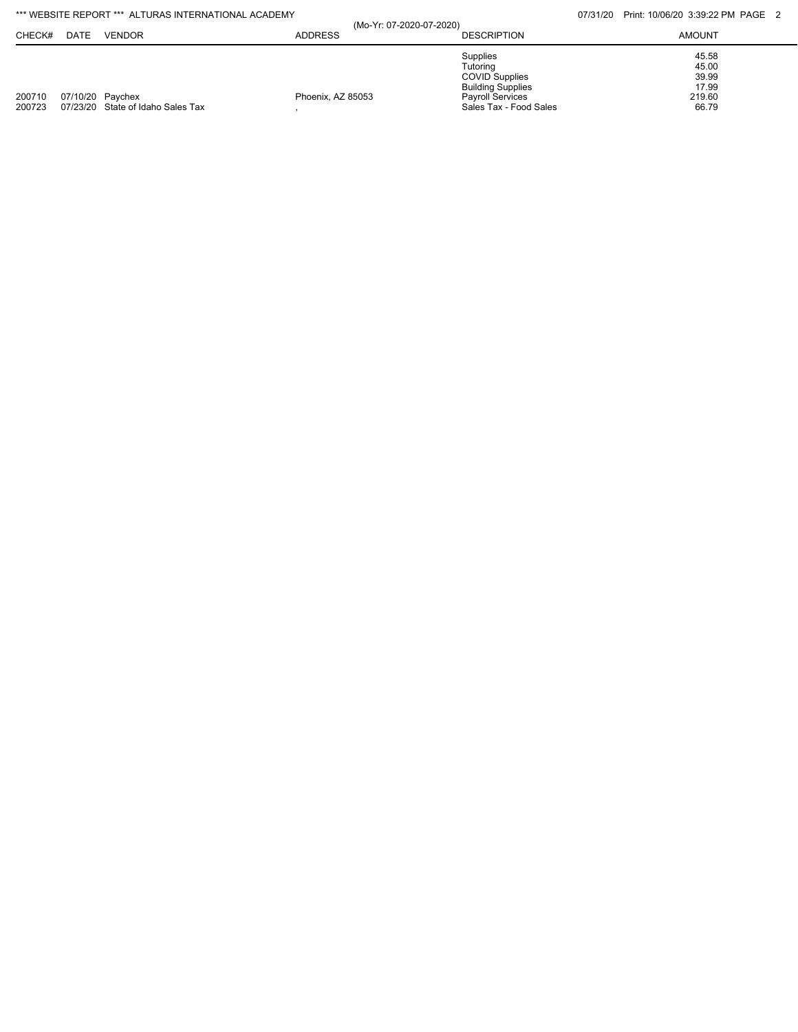| CHECK# | DATE | VENDOR | ADDRESS | DESCRIPTION | AMOUNT |
| --- | --- | --- | --- | --- | --- |
| | | | | Supplies | 45.58 |
| | | | | Tutoring | 45.00 |
| | | | | COVID Supplies | 39.99 |
| | | | | Building Supplies | 17.99 |
| 200710 | 07/10/20 | Paychex | Phoenix, AZ 85053 | Payroll Services | 219.60 |
| 200723 | 07/23/20 | State of Idaho Sales Tax | , | Sales Tax - Food Sales | 66.79 |